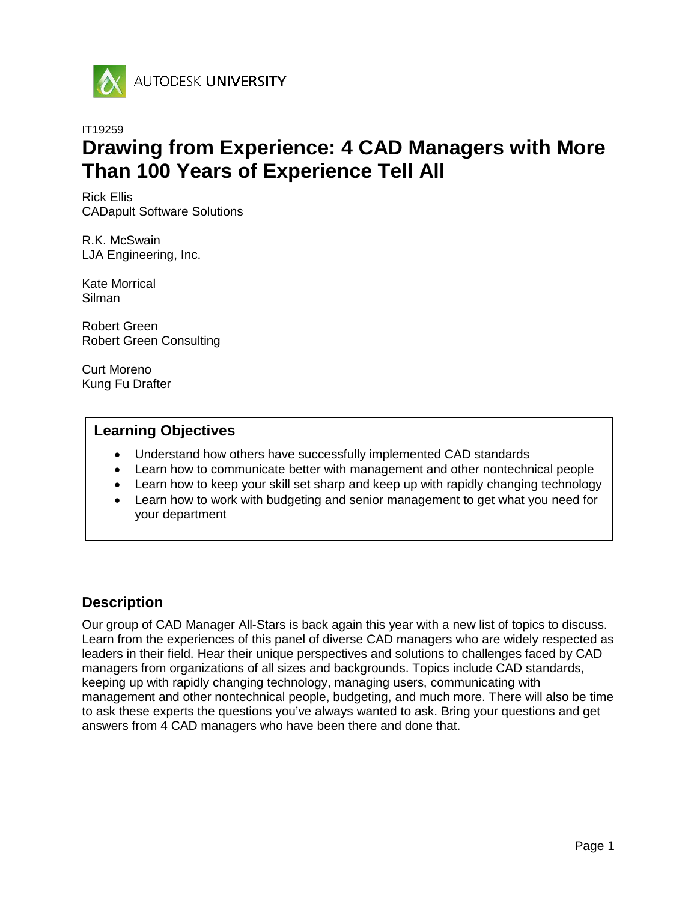AUTODESK UNIVERSITY

IT19259

# Drawing from Experience: 4 CAD Managers with More Than 100 Years of Experience Tell All

Rick Ellis
CADapult Software Solutions

R.K. McSwain
LJA Engineering, Inc.

Kate Morrical
Silman

Robert Green
Robert Green Consulting

Curt Moreno
Kung Fu Drafter

## Learning Objectives

- Understand how others have successfully implemented CAD standards
- Learn how to communicate better with management and other nontechnical people
- Learn how to keep your skill set sharp and keep up with rapidly changing technology
- Learn how to work with budgeting and senior management to get what you need for your department

## Description

Our group of CAD Manager All-Stars is back again this year with a new list of topics to discuss. Learn from the experiences of this panel of diverse CAD managers who are widely respected as leaders in their field. Hear their unique perspectives and solutions to challenges faced by CAD managers from organizations of all sizes and backgrounds. Topics include CAD standards, keeping up with rapidly changing technology, managing users, communicating with management and other nontechnical people, budgeting, and much more. There will also be time to ask these experts the questions you've always wanted to ask. Bring your questions and get answers from 4 CAD managers who have been there and done that.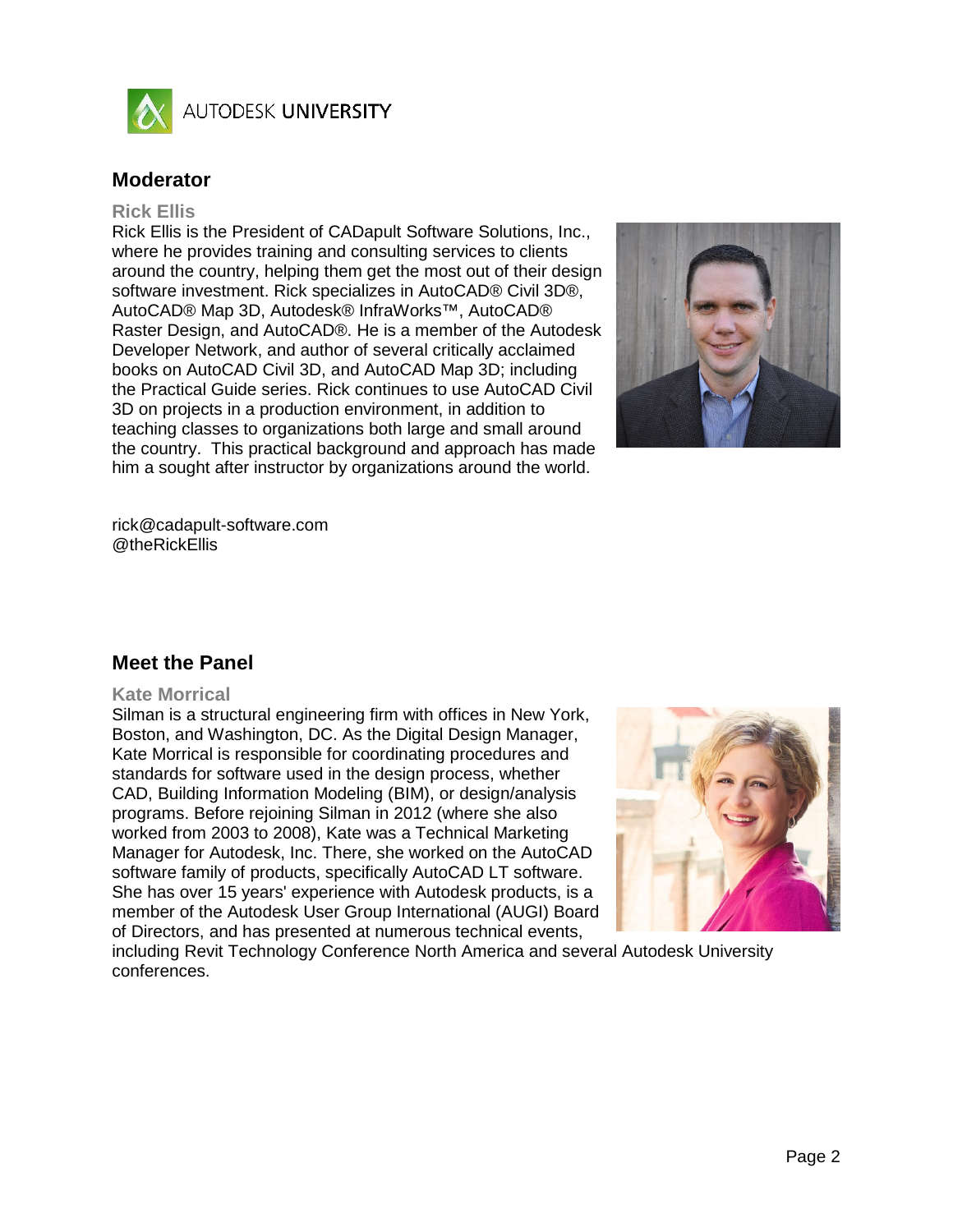## Moderator

### Rick Ellis

Rick Ellis is the President of CADapult Software Solutions, Inc., where he provides training and consulting services to clients around the country, helping them get the most out of their design software investment. Rick specializes in AutoCAD® Civil 3D®, AutoCAD® Map 3D, Autodesk® InfraWorks™, AutoCAD® Raster Design, and AutoCAD®. He is a member of the Autodesk Developer Network, and author of several critically acclaimed books on AutoCAD Civil 3D, and AutoCAD Map 3D; including the Practical Guide series. Rick continues to use AutoCAD Civil 3D on projects in a production environment, in addition to teaching classes to organizations both large and small around the country. This practical background and approach has made him a sought after instructor by organizations around the world.

rick@cadapult-software.com
@theRickEllis

## Meet the Panel

### Kate Morrical

Silman is a structural engineering firm with offices in New York, Boston, and Washington, DC. As the Digital Design Manager, Kate Morrical is responsible for coordinating procedures and standards for software used in the design process, whether CAD, Building Information Modeling (BIM), or design/analysis programs. Before rejoining Silman in 2012 (where she also worked from 2003 to 2008), Kate was a Technical Marketing Manager for Autodesk, Inc. There, she worked on the AutoCAD software family of products, specifically AutoCAD LT software. She has over 15 years' experience with Autodesk products, is a member of the Autodesk User Group International (AUGI) Board of Directors, and has presented at numerous technical events, including Revit Technology Conference North America and several Autodesk University conferences.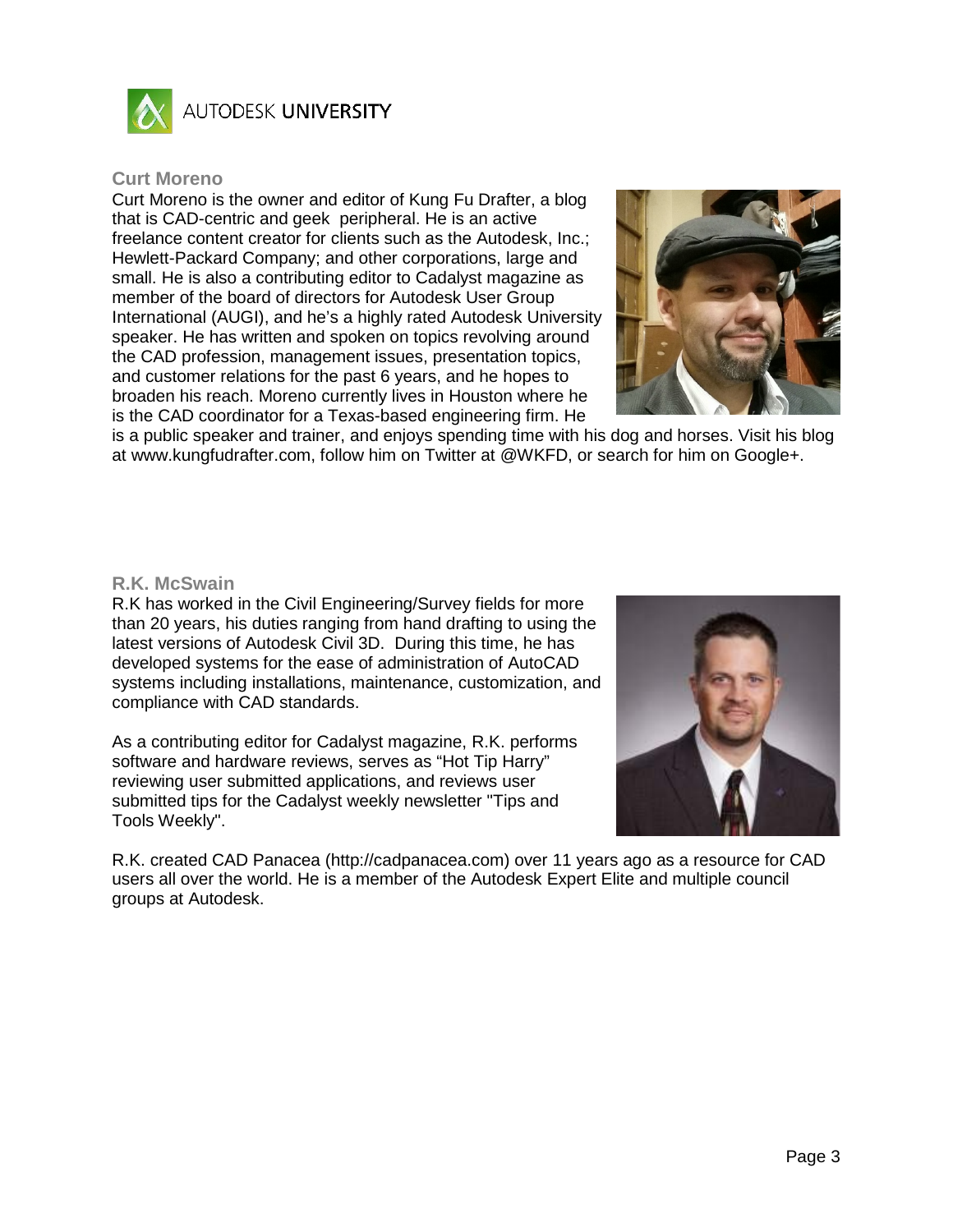### Curt Moreno

Curt Moreno is the owner and editor of Kung Fu Drafter, a blog that is CAD-centric and geek peripheral. He is an active freelance content creator for clients such as the Autodesk, Inc.; Hewlett-Packard Company; and other corporations, large and small. He is also a contributing editor to Cadalyst magazine as member of the board of directors for Autodesk User Group International (AUGI), and he's a highly rated Autodesk University speaker. He has written and spoken on topics revolving around the CAD profession, management issues, presentation topics, and customer relations for the past 6 years, and he hopes to broaden his reach. Moreno currently lives in Houston where he is the CAD coordinator for a Texas-based engineering firm. He is a public speaker and trainer, and enjoys spending time with his dog and horses. Visit his blog at www.kungfudrafter.com, follow him on Twitter at @WKFD, or search for him on Google+.

### R.K. McSwain

R.K has worked in the Civil Engineering/Survey fields for more than 20 years, his duties ranging from hand drafting to using the latest versions of Autodesk Civil 3D. During this time, he has developed systems for the ease of administration of AutoCAD systems including installations, maintenance, customization, and compliance with CAD standards.

As a contributing editor for Cadalyst magazine, R.K. performs software and hardware reviews, serves as "Hot Tip Harry" reviewing user submitted applications, and reviews user submitted tips for the Cadalyst weekly newsletter "Tips and Tools Weekly".

R.K. created CAD Panacea (http://cadpanacea.com) over 11 years ago as a resource for CAD users all over the world. He is a member of the Autodesk Expert Elite and multiple council groups at Autodesk.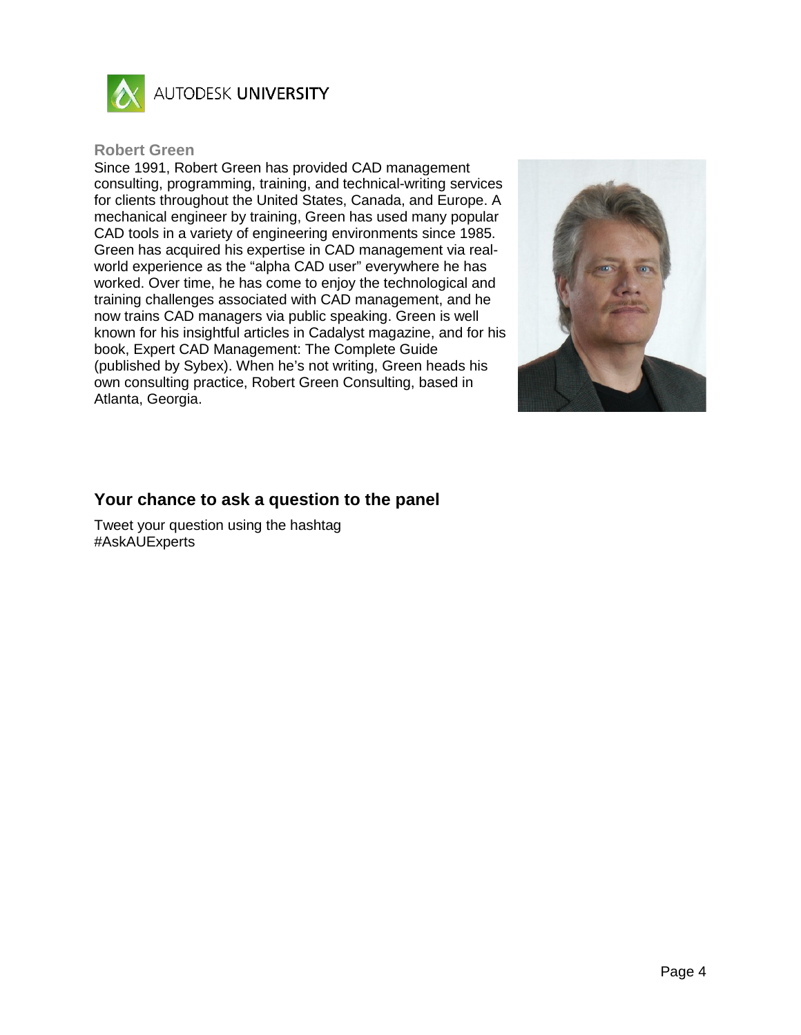**Robert Green**

Since 1991, Robert Green has provided CAD management consulting, programming, training, and technical-writing services for clients throughout the United States, Canada, and Europe. A mechanical engineer by training, Green has used many popular CAD tools in a variety of engineering environments since 1985. Green has acquired his expertise in CAD management via real-world experience as the "alpha CAD user" everywhere he has worked. Over time, he has come to enjoy the technological and training challenges associated with CAD management, and he now trains CAD managers via public speaking. Green is well known for his insightful articles in Cadalyst magazine, and for his book, Expert CAD Management: The Complete Guide (published by Sybex). When he's not writing, Green heads his own consulting practice, Robert Green Consulting, based in Atlanta, Georgia.

## Your chance to ask a question to the panel

Tweet your question using the hashtag #AskAUExperts